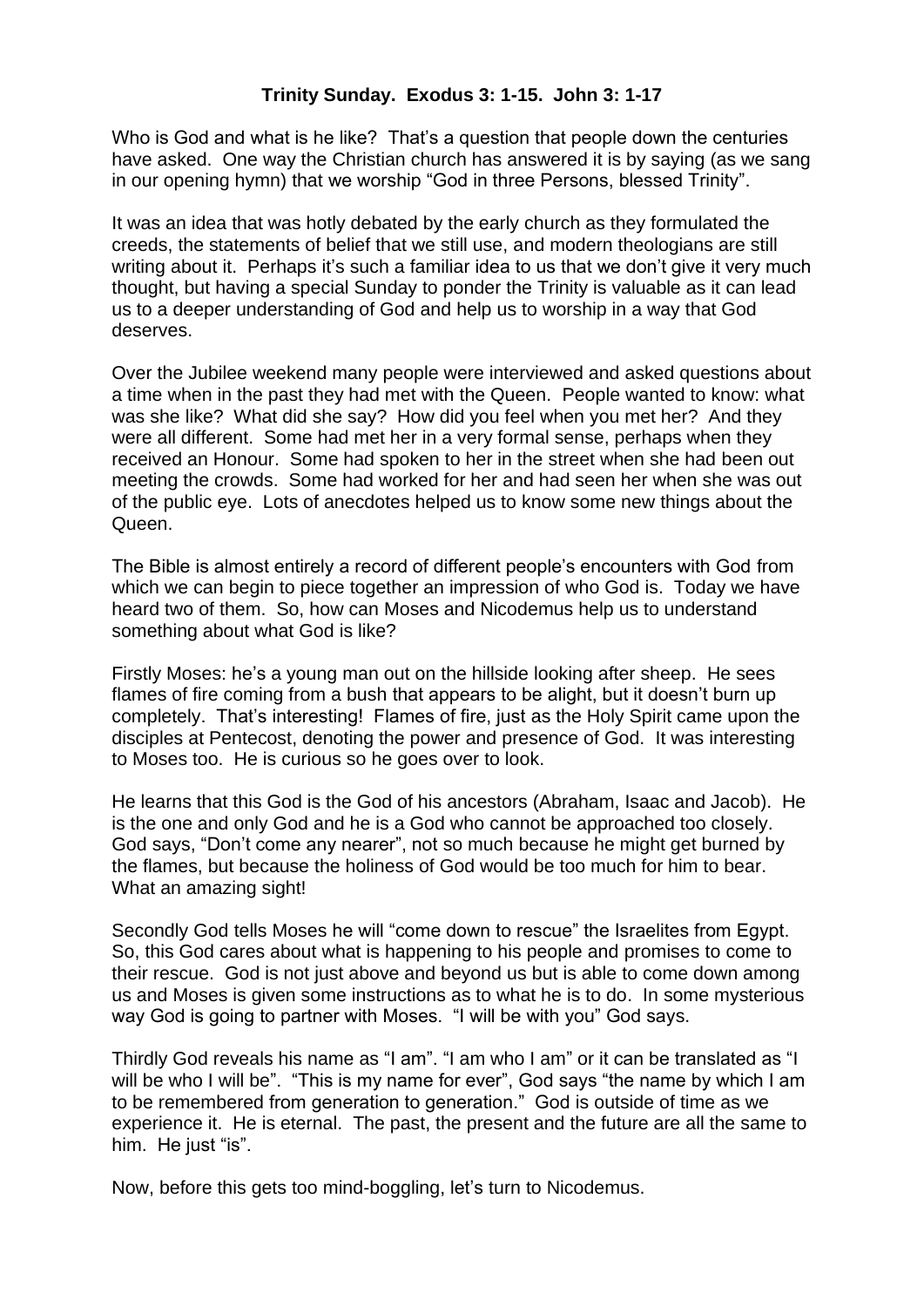**Trinity Sunday. Exodus 3: 1-15. John 3: 1-17**

Who is God and what is he like? That's a question that people down the centuries have asked. One way the Christian church has answered it is by saying (as we sang in our opening hymn) that we worship "God in three Persons, blessed Trinity".

It was an idea that was hotly debated by the early church as they formulated the creeds, the statements of belief that we still use, and modern theologians are still writing about it. Perhaps it's such a familiar idea to us that we don't give it very much thought, but having a special Sunday to ponder the Trinity is valuable as it can lead us to a deeper understanding of God and help us to worship in a way that God deserves.

Over the Jubilee weekend many people were interviewed and asked questions about a time when in the past they had met with the Queen. People wanted to know: what was she like? What did she say? How did you feel when you met her? And they were all different. Some had met her in a very formal sense, perhaps when they received an Honour. Some had spoken to her in the street when she had been out meeting the crowds. Some had worked for her and had seen her when she was out of the public eye. Lots of anecdotes helped us to know some new things about the Queen.

The Bible is almost entirely a record of different people's encounters with God from which we can begin to piece together an impression of who God is. Today we have heard two of them. So, how can Moses and Nicodemus help us to understand something about what God is like?

Firstly Moses: he's a young man out on the hillside looking after sheep. He sees flames of fire coming from a bush that appears to be alight, but it doesn't burn up completely. That's interesting! Flames of fire, just as the Holy Spirit came upon the disciples at Pentecost, denoting the power and presence of God. It was interesting to Moses too. He is curious so he goes over to look.

He learns that this God is the God of his ancestors (Abraham, Isaac and Jacob). He is the one and only God and he is a God who cannot be approached too closely. God says, "Don't come any nearer", not so much because he might get burned by the flames, but because the holiness of God would be too much for him to bear. What an amazing sight!

Secondly God tells Moses he will "come down to rescue" the Israelites from Egypt. So, this God cares about what is happening to his people and promises to come to their rescue. God is not just above and beyond us but is able to come down among us and Moses is given some instructions as to what he is to do. In some mysterious way God is going to partner with Moses. "I will be with you" God says.

Thirdly God reveals his name as "I am". "I am who I am" or it can be translated as "I will be who I will be". "This is my name for ever", God says "the name by which I am to be remembered from generation to generation." God is outside of time as we experience it. He is eternal. The past, the present and the future are all the same to him. He just "is".

Now, before this gets too mind-boggling, let's turn to Nicodemus.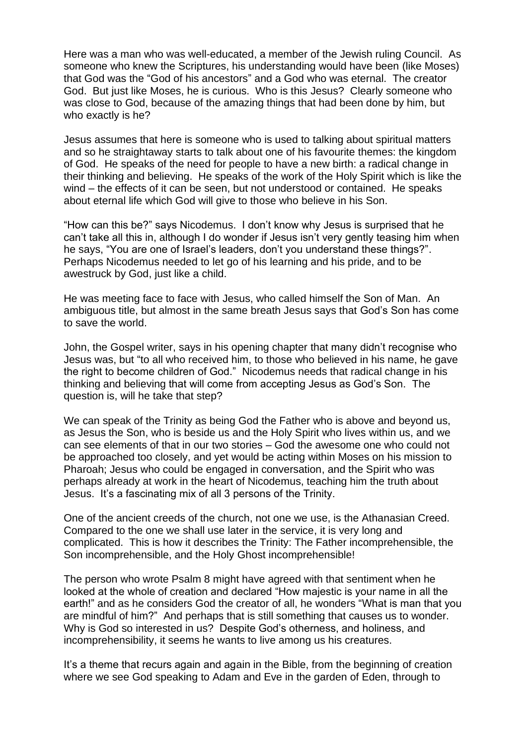Here was a man who was well-educated, a member of the Jewish ruling Council. As someone who knew the Scriptures, his understanding would have been (like Moses) that God was the "God of his ancestors" and a God who was eternal. The creator God. But just like Moses, he is curious. Who is this Jesus? Clearly someone who was close to God, because of the amazing things that had been done by him, but who exactly is he?

Jesus assumes that here is someone who is used to talking about spiritual matters and so he straightaway starts to talk about one of his favourite themes: the kingdom of God. He speaks of the need for people to have a new birth: a radical change in their thinking and believing. He speaks of the work of the Holy Spirit which is like the wind – the effects of it can be seen, but not understood or contained. He speaks about eternal life which God will give to those who believe in his Son.

"How can this be?" says Nicodemus. I don't know why Jesus is surprised that he can't take all this in, although I do wonder if Jesus isn't very gently teasing him when he says, "You are one of Israel's leaders, don't you understand these things?". Perhaps Nicodemus needed to let go of his learning and his pride, and to be awestruck by God, just like a child.

He was meeting face to face with Jesus, who called himself the Son of Man. An ambiguous title, but almost in the same breath Jesus says that God's Son has come to save the world.

John, the Gospel writer, says in his opening chapter that many didn't recognise who Jesus was, but "to all who received him, to those who believed in his name, he gave the right to become children of God." Nicodemus needs that radical change in his thinking and believing that will come from accepting Jesus as God's Son. The question is, will he take that step?

We can speak of the Trinity as being God the Father who is above and beyond us, as Jesus the Son, who is beside us and the Holy Spirit who lives within us, and we can see elements of that in our two stories – God the awesome one who could not be approached too closely, and yet would be acting within Moses on his mission to Pharoah; Jesus who could be engaged in conversation, and the Spirit who was perhaps already at work in the heart of Nicodemus, teaching him the truth about Jesus. It's a fascinating mix of all 3 persons of the Trinity.

One of the ancient creeds of the church, not one we use, is the Athanasian Creed. Compared to the one we shall use later in the service, it is very long and complicated. This is how it describes the Trinity: The Father incomprehensible, the Son incomprehensible, and the Holy Ghost incomprehensible!

The person who wrote Psalm 8 might have agreed with that sentiment when he looked at the whole of creation and declared "How majestic is your name in all the earth!" and as he considers God the creator of all, he wonders "What is man that you are mindful of him?" And perhaps that is still something that causes us to wonder. Why is God so interested in us? Despite God's otherness, and holiness, and incomprehensibility, it seems he wants to live among us his creatures.

It's a theme that recurs again and again in the Bible, from the beginning of creation where we see God speaking to Adam and Eve in the garden of Eden, through to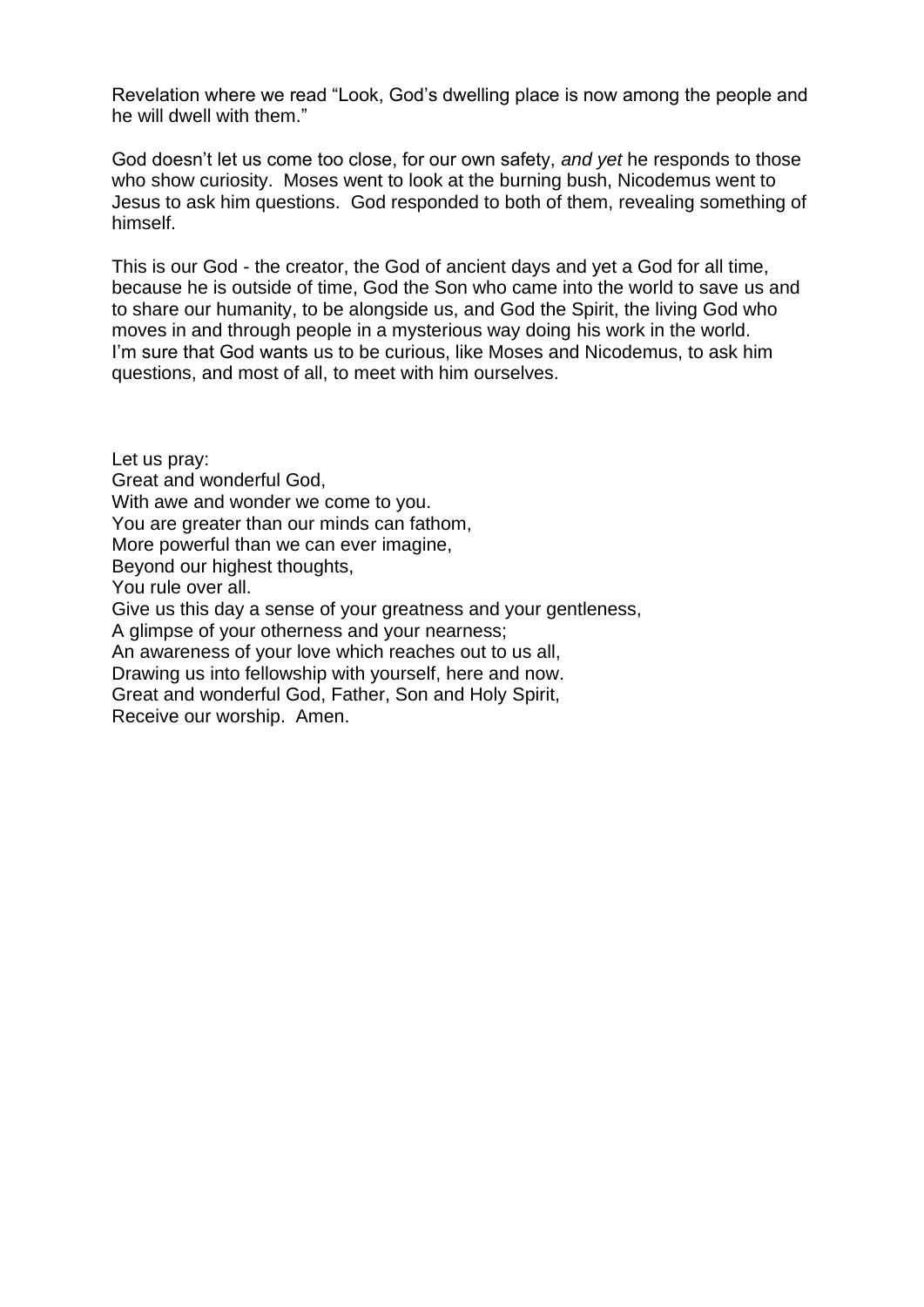Revelation where we read "Look, God's dwelling place is now among the people and he will dwell with them."

God doesn't let us come too close, for our own safety, *and yet* he responds to those who show curiosity. Moses went to look at the burning bush, Nicodemus went to Jesus to ask him questions. God responded to both of them, revealing something of himself.

This is our God - the creator, the God of ancient days and yet a God for all time, because he is outside of time, God the Son who came into the world to save us and to share our humanity, to be alongside us, and God the Spirit, the living God who moves in and through people in a mysterious way doing his work in the world.
I'm sure that God wants us to be curious, like Moses and Nicodemus, to ask him questions, and most of all, to meet with him ourselves.

Let us pray:
Great and wonderful God,
With awe and wonder we come to you.
You are greater than our minds can fathom,
More powerful than we can ever imagine,
Beyond our highest thoughts,
You rule over all.
Give us this day a sense of your greatness and your gentleness,
A glimpse of your otherness and your nearness;
An awareness of your love which reaches out to us all,
Drawing us into fellowship with yourself, here and now.
Great and wonderful God, Father, Son and Holy Spirit,
Receive our worship. Amen.